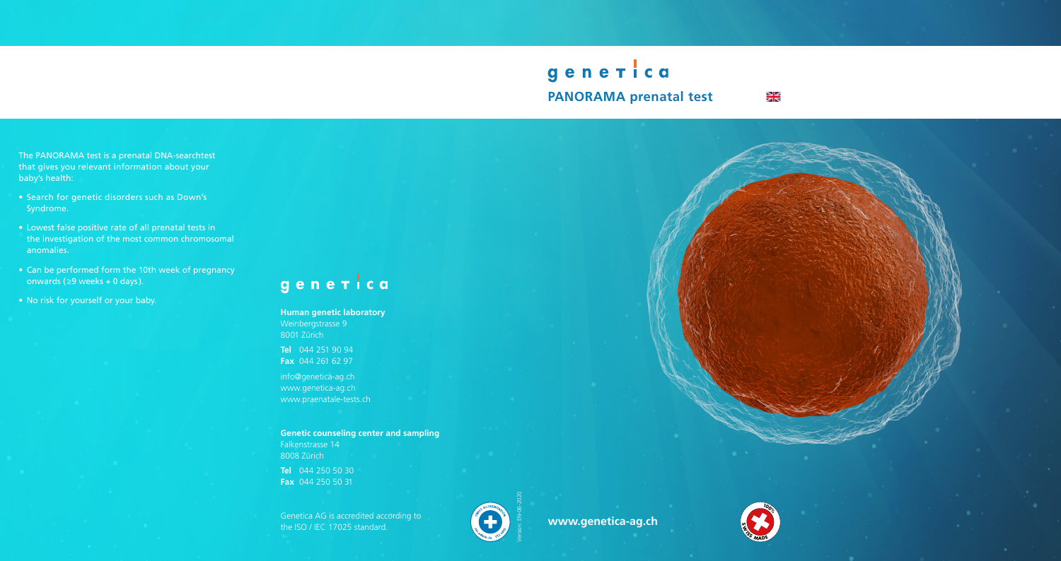# genetica

## PANORAMA prenatal test

The PANORAMA test is a prenatal DNA-searchtest that gives you relevant information about your baby's health:

- Search for genetic disorders such as Down's Syndrome.
- Lowest false positive rate of all prenatal tests in the investigation of the most common chromosomal anomalies.
- Can be performed form the 10th week of pregnancy onwards (≥9 weeks + 0 days).
- No risk for yourself or your baby.

genetica

**Human genetic laboratory**
Weinbergstrasse 9
8001 Zürich

**Tel** 044 251 90 94
**Fax** 044 261 62 97

info@genetica-ag.ch
www.genetica-ag.ch
www.praenatale-tests.ch

**Genetic counseling center and sampling**
Falkenstrasse 14
8008 Zürich

**Tel** 044 250 50 30
**Fax** 044 250 50 31

Genetica AG is accredited according to the ISO / IEC 17025 standard.

Version: EN-06-2020

**www.genetica-ag.ch**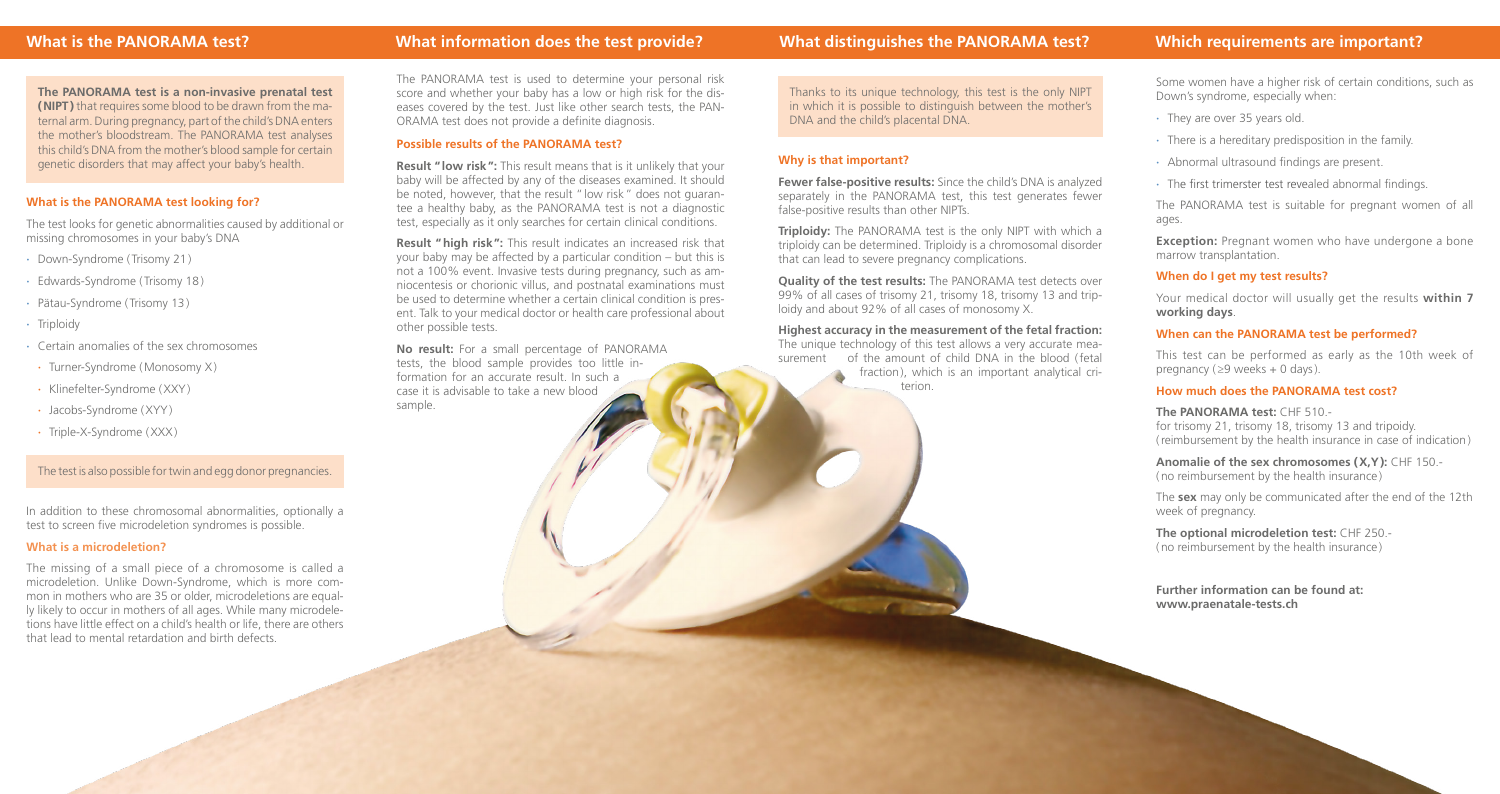## What is the PANORAMA test?

**The PANORAMA test is a non-invasive prenatal test (NIPT)** that requires some blood to be drawn from the maternal arm. During pregnancy, part of the child's DNA enters the mother's bloodstream. The PANORAMA test analyses this child's DNA from the mother's blood sample for certain genetic disorders that may affect your baby's health.

### What is the PANORAMA test looking for?

The test looks for genetic abnormalities caused by additional or missing chromosomes in your baby's DNA

- Down-Syndrome (Trisomy 21)
- Edwards-Syndrome (Trisomy 18)
- Pätau-Syndrome (Trisomy 13)
- Triploidy
- Certain anomalies of the sex chromosomes
  - Turner-Syndrome (Monosomy X)
  - Klinefelter-Syndrome (XXY)
  - Jacobs-Syndrome (XYY)
  - Triple-X-Syndrome (XXX)

The test is also possible for twin and egg donor pregnancies.

In addition to these chromosomal abnormalities, optionally a test to screen five microdeletion syndromes is possible.

### What is a microdeletion?

The missing of a small piece of a chromosome is called a microdeletion. Unlike Down-Syndrome, which is more common in mothers who are 35 or older, microdeletions are equally likely to occur in mothers of all ages. While many microdeletions have little effect on a child's health or life, there are others that lead to mental retardation and birth defects.

## What information does the test provide?

The PANORAMA test is used to determine your personal risk score and whether your baby has a low or high risk for the diseases covered by the test. Just like other search tests, the PANORAMA test does not provide a definite diagnosis.

### Possible results of the PANORAMA test?

**Result "low risk":** This result means that is it unlikely that your baby will be affected by any of the diseases examined. It should be noted, however, that the result " low risk " does not guarantee a healthy baby, as the PANORAMA test is not a diagnostic test, especially as it only searches for certain clinical conditions.

**Result "high risk":** This result indicates an increased risk that your baby may be affected by a particular condition – but this is not a 100% event. Invasive tests during pregnancy, such as amniocentesis or chorionic villus, and postnatal examinations must be used to determine whether a certain clinical condition is present. Talk to your medical doctor or health care professional about other possible tests.

**No result:** For a small percentage of PANORAMA tests, the blood sample provides too little information for an accurate result. In such a case it is advisable to take a new blood sample.

## What distinguishes the PANORAMA test?

Thanks to its unique technology, this test is the only NIPT in which it is possible to distinguish between the mother's DNA and the child's placental DNA.

### Why is that important?

**Fewer false-positive results:** Since the child's DNA is analyzed separately in the PANORAMA test, this test generates fewer false-positive results than other NIPTs.

**Triploidy:** The PANORAMA test is the only NIPT with which a triploidy can be determined. Triploidy is a chromosomal disorder that can lead to severe pregnancy complications.

**Quality of the test results:** The PANORAMA test detects over 99% of all cases of trisomy 21, trisomy 18, trisomy 13 and triploidy and about 92% of all cases of monosomy X.

**Highest accuracy in the measurement of the fetal fraction:** The unique technology of this test allows a very accurate measurement of the amount of child DNA in the blood (fetal fraction), which is an important analytical criterion.

## Which requirements are important?

Some women have a higher risk of certain conditions, such as Down's syndrome, especially when:

- They are over 35 years old.
- There is a hereditary predisposition in the family.
- Abnormal ultrasound findings are present.
- The first trimerster test revealed abnormal findings.

The PANORAMA test is suitable for pregnant women of all ages.

**Exception:** Pregnant women who have undergone a bone marrow transplantation.

### When do I get my test results?

Your medical doctor will usually get the results **within 7 working days**.

### When can the PANORAMA test be performed?

This test can be performed as early as the 10th week of pregnancy (≥9 weeks + 0 days).

### How much does the PANORAMA test cost?

**The PANORAMA test:** CHF 510.-
for trisomy 21, trisomy 18, trisomy 13 and tripoidy.
(reimbursement by the health insurance in case of indication)

**Anomalie of the sex chromosomes (X,Y):** CHF 150.-
(no reimbursement by the health insurance)

The **sex** may only be communicated after the end of the 12th week of pregnancy.

**The optional microdeletion test:** CHF 250.-
(no reimbursement by the health insurance)

**Further information can be found at:**
**www.praenatale-tests.ch**